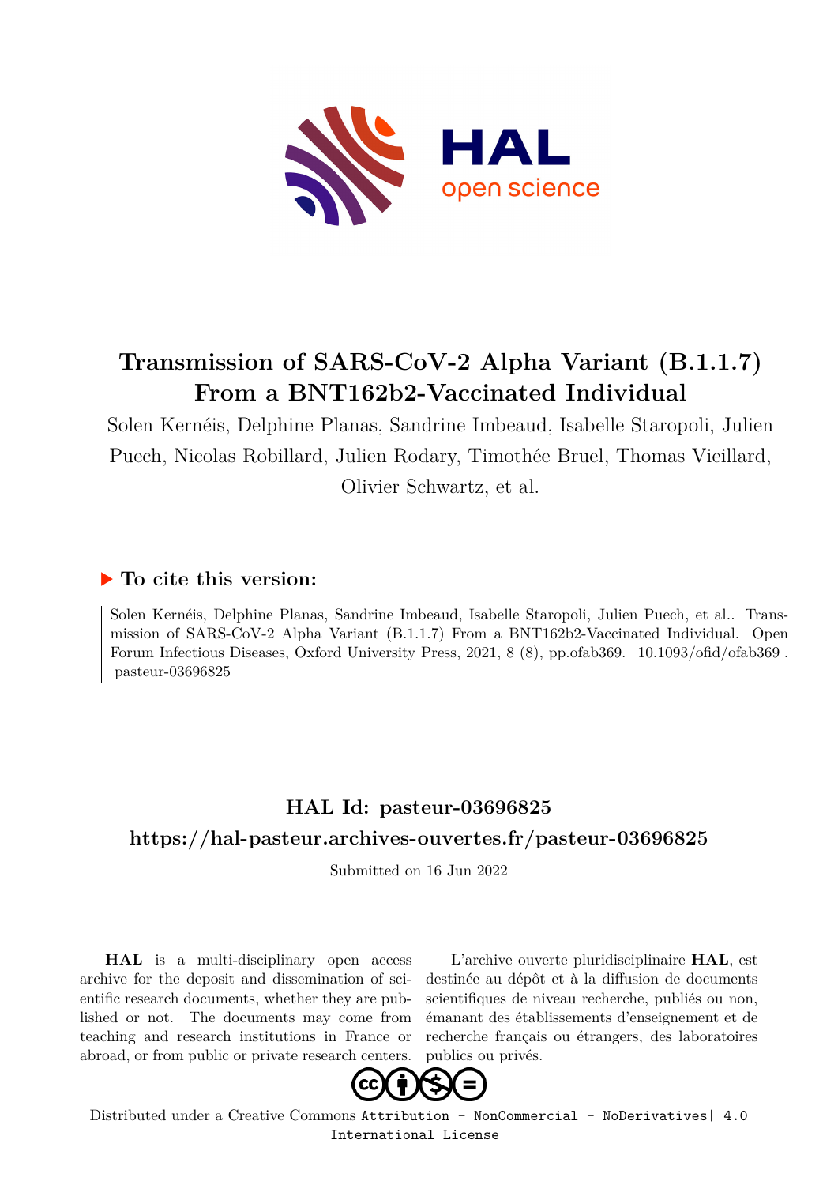# Transmission of SARS-CoV-2 Alpha Variant (B.1.1.7) From a BNT162b2-Vaccinated Individual

Solen Kernéis, Delphine Planas, Sandrine Imbeaud, Isabelle Staropoli, Julien Puech, Nicolas Robillard, Julien Rodary, Timothée Bruel, Thomas Vieillard, Olivier Schwartz, et al.

## ▶ To cite this version:

Solen Kernéis, Delphine Planas, Sandrine Imbeaud, Isabelle Staropoli, Julien Puech, et al.. Transmission of SARS-CoV-2 Alpha Variant (B.1.1.7) From a BNT162b2-Vaccinated Individual. Open Forum Infectious Diseases, Oxford University Press, 2021, 8 (8), pp.ofab369. 10.1093/ofid/ofab369 . pasteur-03696825

## HAL Id: pasteur-03696825

## https://hal-pasteur.archives-ouvertes.fr/pasteur-03696825

Submitted on 16 Jun 2022

**HAL** is a multi-disciplinary open access archive for the deposit and dissemination of scientific research documents, whether they are published or not. The documents may come from teaching and research institutions in France or abroad, or from public or private research centers.

L'archive ouverte pluridisciplinaire **HAL**, est destinée au dépôt et à la diffusion de documents scientifiques de niveau recherche, publiés ou non, émanant des établissements d'enseignement et de recherche français ou étrangers, des laboratoires publics ou privés.

Distributed under a Creative Commons Attribution - NonCommercial - NoDerivatives| 4.0 International License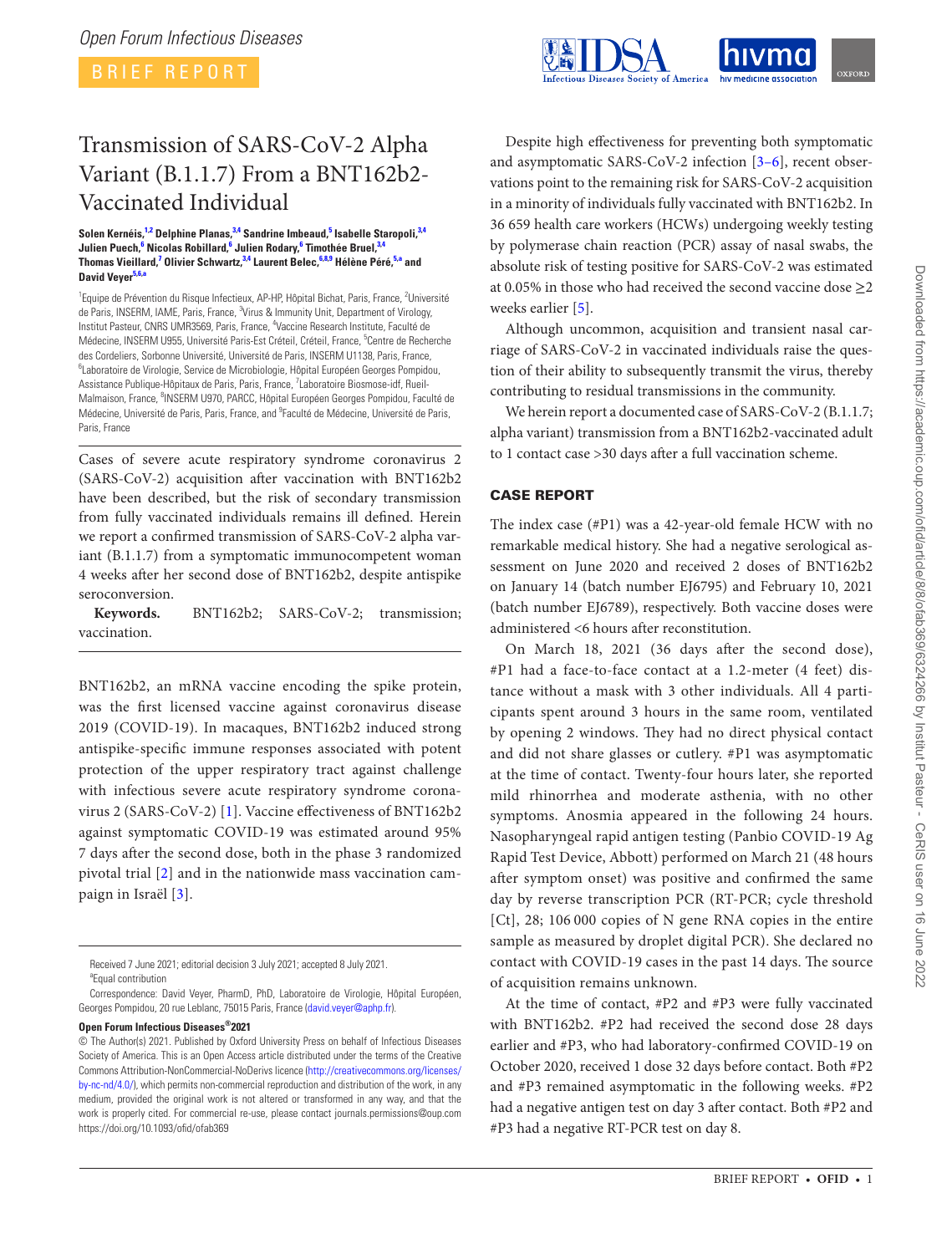# Transmission of SARS-CoV-2 Alpha Variant (B.1.1.7) From a BNT162b2-Vaccinated Individual

**Solen Kernéis,[1,2] Delphine Planas,[3,4] Sandrine Imbeaud,[5] Isabelle Staropoli,[3,4] Julien Puech,[6] Nicolas Robillard,[6] Julien Rodary,[6] Timothée Bruel,[3,4] Thomas Vieillard,[7] Olivier Schwartz,[3,4] Laurent Belec,[6,8,9] Hélène Péré,[5,a] and David Veyer[5,6,a]**

[1]Equipe de Prévention du Risque Infectieux, AP-HP, Hôpital Bichat, Paris, France, [2]Université de Paris, INSERM, IAME, Paris, France, [3]Virus & Immunity Unit, Department of Virology, Institut Pasteur, CNRS UMR3569, Paris, France, [4]Vaccine Research Institute, Faculté de Médecine, INSERM U955, Université Paris-Est Créteil, Créteil, France, [5]Centre de Recherche des Cordeliers, Sorbonne Université, Université de Paris, INSERM U1138, Paris, France, [6]Laboratoire de Virologie, Service de Microbiologie, Hôpital Européen Georges Pompidou, Assistance Publique-Hôpitaux de Paris, Paris, France, [7]Laboratoire Biosmose-idf, Rueil-Malmaison, France, [8]INSERM U970, PARCC, Hôpital Européen Georges Pompidou, Faculté de Médecine, Université de Paris, Paris, France, and [9]Faculté de Médecine, Université de Paris, Paris, France

Cases of severe acute respiratory syndrome coronavirus 2 (SARS-CoV-2) acquisition after vaccination with BNT162b2 have been described, but the risk of secondary transmission from fully vaccinated individuals remains ill defined. Herein we report a confirmed transmission of SARS-CoV-2 alpha variant (B.1.1.7) from a symptomatic immunocompetent woman 4 weeks after her second dose of BNT162b2, despite antispike seroconversion.

**Keywords.** BNT162b2; SARS-CoV-2; transmission; vaccination.

BNT162b2, an mRNA vaccine encoding the spike protein, was the first licensed vaccine against coronavirus disease 2019 (COVID-19). In macaques, BNT162b2 induced strong antispike-specific immune responses associated with potent protection of the upper respiratory tract against challenge with infectious severe acute respiratory syndrome coronavirus 2 (SARS-CoV-2) [1]. Vaccine effectiveness of BNT162b2 against symptomatic COVID-19 was estimated around 95% 7 days after the second dose, both in the phase 3 randomized pivotal trial [2] and in the nationwide mass vaccination campaign in Israël [3].

Despite high effectiveness for preventing both symptomatic and asymptomatic SARS-CoV-2 infection [3–6], recent observations point to the remaining risk for SARS-CoV-2 acquisition in a minority of individuals fully vaccinated with BNT162b2. In 36 659 health care workers (HCWs) undergoing weekly testing by polymerase chain reaction (PCR) assay of nasal swabs, the absolute risk of testing positive for SARS-CoV-2 was estimated at 0.05% in those who had received the second vaccine dose ≥2 weeks earlier [5].

Although uncommon, acquisition and transient nasal carriage of SARS-CoV-2 in vaccinated individuals raise the question of their ability to subsequently transmit the virus, thereby contributing to residual transmissions in the community.

We herein report a documented case of SARS-CoV-2 (B.1.1.7; alpha variant) transmission from a BNT162b2-vaccinated adult to 1 contact case >30 days after a full vaccination scheme.

## CASE REPORT

The index case (#P1) was a 42-year-old female HCW with no remarkable medical history. She had a negative serological assessment on June 2020 and received 2 doses of BNT162b2 on January 14 (batch number EJ6795) and February 10, 2021 (batch number EJ6789), respectively. Both vaccine doses were administered <6 hours after reconstitution.

On March 18, 2021 (36 days after the second dose), #P1 had a face-to-face contact at a 1.2-meter (4 feet) distance without a mask with 3 other individuals. All 4 participants spent around 3 hours in the same room, ventilated by opening 2 windows. They had no direct physical contact and did not share glasses or cutlery. #P1 was asymptomatic at the time of contact. Twenty-four hours later, she reported mild rhinorrhea and moderate asthenia, with no other symptoms. Anosmia appeared in the following 24 hours. Nasopharyngeal rapid antigen testing (Panbio COVID-19 Ag Rapid Test Device, Abbott) performed on March 21 (48 hours after symptom onset) was positive and confirmed the same day by reverse transcription PCR (RT-PCR; cycle threshold [Ct], 28; 106 000 copies of N gene RNA copies in the entire sample as measured by droplet digital PCR). She declared no contact with COVID-19 cases in the past 14 days. The source of acquisition remains unknown.

At the time of contact, #P2 and #P3 were fully vaccinated with BNT162b2. #P2 had received the second dose 28 days earlier and #P3, who had laboratory-confirmed COVID-19 on October 2020, received 1 dose 32 days before contact. Both #P2 and #P3 remained asymptomatic in the following weeks. #P2 had a negative antigen test on day 3 after contact. Both #P2 and #P3 had a negative RT-PCR test on day 8.

Received 7 June 2021; editorial decision 3 July 2021; accepted 8 July 2021.

[a]Equal contribution

Correspondence: David Veyer, PharmD, PhD, Laboratoire de Virologie, Hôpital Européen, Georges Pompidou, 20 rue Leblanc, 75015 Paris, France (david.veyer@aphp.fr).

**Open Forum Infectious Diseases®2021**

© The Author(s) 2021. Published by Oxford University Press on behalf of Infectious Diseases Society of America. This is an Open Access article distributed under the terms of the Creative Commons Attribution-NonCommercial-NoDerivs licence (http://creativecommons.org/licenses/by-nc-nd/4.0/), which permits non-commercial reproduction and distribution of the work, in any medium, provided the original work is not altered or transformed in any way, and that the work is properly cited. For commercial re-use, please contact journals.permissions@oup.com
https://doi.org/10.1093/ofid/ofab369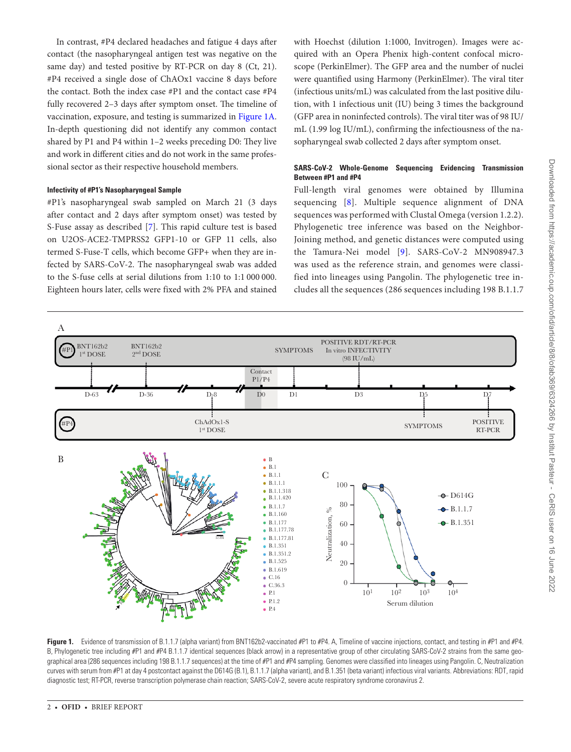In contrast, #P4 declared headaches and fatigue 4 days after contact (the nasopharyngeal antigen test was negative on the same day) and tested positive by RT-PCR on day 8 (Ct, 21). #P4 received a single dose of ChAOx1 vaccine 8 days before the contact. Both the index case #P1 and the contact case #P4 fully recovered 2–3 days after symptom onset. The timeline of vaccination, exposure, and testing is summarized in Figure 1A. In-depth questioning did not identify any common contact shared by P1 and P4 within 1–2 weeks preceding D0: They live and work in different cities and do not work in the same professional sector as their respective household members.

### Infectivity of #P1's Nasopharyngeal Sample

#P1's nasopharyngeal swab sampled on March 21 (3 days after contact and 2 days after symptom onset) was tested by S-Fuse assay as described [7]. This rapid culture test is based on U2OS-ACE2-TMPRSS2 GFP1-10 or GFP 11 cells, also termed S-Fuse-T cells, which become GFP+ when they are infected by SARS-CoV-2. The nasopharyngeal swab was added to the S-fuse cells at serial dilutions from 1:10 to 1:1 000 000. Eighteen hours later, cells were fixed with 2% PFA and stained with Hoechst (dilution 1:1000, Invitrogen). Images were acquired with an Opera Phenix high-content confocal microscope (PerkinElmer). The GFP area and the number of nuclei were quantified using Harmony (PerkinElmer). The viral titer (infectious units/mL) was calculated from the last positive dilution, with 1 infectious unit (IU) being 3 times the background (GFP area in noninfected controls). The viral titer was of 98 IU/mL (1.99 log IU/mL), confirming the infectiousness of the nasopharyngeal swab collected 2 days after symptom onset.

### SARS-CoV-2 Whole-Genome Sequencing Evidencing Transmission Between #P1 and #P4

Full-length viral genomes were obtained by Illumina sequencing [8]. Multiple sequence alignment of DNA sequences was performed with Clustal Omega (version 1.2.2). Phylogenetic tree inference was based on the Neighbor-Joining method, and genetic distances were computed using the Tamura-Nei model [9]. SARS-CoV-2 MN908947.3 was used as the reference strain, and genomes were classified into lineages using Pangolin. The phylogenetic tree includes all the sequences (286 sequences including 198 B.1.1.7

Figure 1. Evidence of transmission of B.1.1.7 (alpha variant) from BNT162b2-vaccinated #P1 to #P4. A, Timeline of vaccine injections, contact, and testing in #P1 and #P4. B, Phylogenetic tree including #P1 and #P4 B.1.1.7 identical sequences (black arrow) in a representative group of other circulating SARS-CoV-2 strains from the same geographical area (286 sequences including 198 B.1.1.7 sequences) at the time of #P1 and #P4 sampling. Genomes were classified into lineages using Pangolin. C, Neutralization curves with serum from #P1 at day 4 postcontact against the D614G (B.1), B.1.1.7 (alpha variant), and B.1.351 (beta variant) infectious viral variants. Abbreviations: RDT, rapid diagnostic test; RT-PCR, reverse transcription polymerase chain reaction; SARS-CoV-2, severe acute respiratory syndrome coronavirus 2.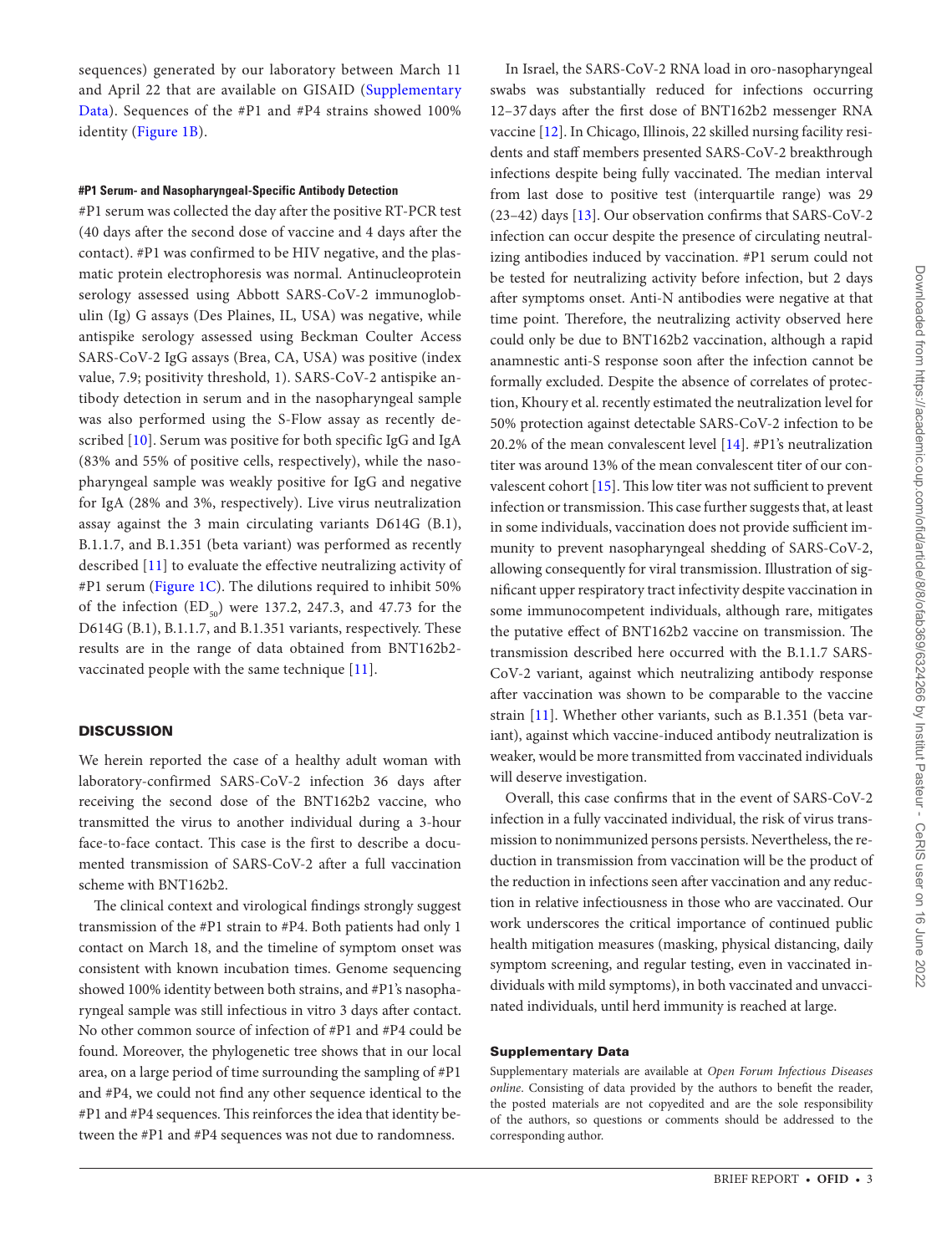sequences) generated by our laboratory between March 11 and April 22 that are available on GISAID (Supplementary Data). Sequences of the #P1 and #P4 strains showed 100% identity (Figure 1B).

#### #P1 Serum- and Nasopharyngeal-Specific Antibody Detection

#P1 serum was collected the day after the positive RT-PCR test (40 days after the second dose of vaccine and 4 days after the contact). #P1 was confirmed to be HIV negative, and the plasmatic protein electrophoresis was normal. Antinucleoprotein serology assessed using Abbott SARS-CoV-2 immunoglobulin (Ig) G assays (Des Plaines, IL, USA) was negative, while antispike serology assessed using Beckman Coulter Access SARS-CoV-2 IgG assays (Brea, CA, USA) was positive (index value, 7.9; positivity threshold, 1). SARS-CoV-2 antispike antibody detection in serum and in the nasopharyngeal sample was also performed using the S-Flow assay as recently described [10]. Serum was positive for both specific IgG and IgA (83% and 55% of positive cells, respectively), while the nasopharyngeal sample was weakly positive for IgG and negative for IgA (28% and 3%, respectively). Live virus neutralization assay against the 3 main circulating variants D614G (B.1), B.1.1.7, and B.1.351 (beta variant) was performed as recently described [11] to evaluate the effective neutralizing activity of #P1 serum (Figure 1C). The dilutions required to inhibit 50% of the infection ($ED_{50}$) were 137.2, 247.3, and 47.73 for the D614G (B.1), B.1.1.7, and B.1.351 variants, respectively. These results are in the range of data obtained from BNT162b2-vaccinated people with the same technique [11].

## DISCUSSION

We herein reported the case of a healthy adult woman with laboratory-confirmed SARS-CoV-2 infection 36 days after receiving the second dose of the BNT162b2 vaccine, who transmitted the virus to another individual during a 3-hour face-to-face contact. This case is the first to describe a documented transmission of SARS-CoV-2 after a full vaccination scheme with BNT162b2.

The clinical context and virological findings strongly suggest transmission of the #P1 strain to #P4. Both patients had only 1 contact on March 18, and the timeline of symptom onset was consistent with known incubation times. Genome sequencing showed 100% identity between both strains, and #P1's nasopharyngeal sample was still infectious in vitro 3 days after contact. No other common source of infection of #P1 and #P4 could be found. Moreover, the phylogenetic tree shows that in our local area, on a large period of time surrounding the sampling of #P1 and #P4, we could not find any other sequence identical to the #P1 and #P4 sequences. This reinforces the idea that identity between the #P1 and #P4 sequences was not due to randomness.

In Israel, the SARS-CoV-2 RNA load in oro-nasopharyngeal swabs was substantially reduced for infections occurring 12–37 days after the first dose of BNT162b2 messenger RNA vaccine [12]. In Chicago, Illinois, 22 skilled nursing facility residents and staff members presented SARS-CoV-2 breakthrough infections despite being fully vaccinated. The median interval from last dose to positive test (interquartile range) was 29 (23–42) days [13]. Our observation confirms that SARS-CoV-2 infection can occur despite the presence of circulating neutralizing antibodies induced by vaccination. #P1 serum could not be tested for neutralizing activity before infection, but 2 days after symptoms onset. Anti-N antibodies were negative at that time point. Therefore, the neutralizing activity observed here could only be due to BNT162b2 vaccination, although a rapid anamnestic anti-S response soon after the infection cannot be formally excluded. Despite the absence of correlates of protection, Khoury et al. recently estimated the neutralization level for 50% protection against detectable SARS-CoV-2 infection to be 20.2% of the mean convalescent level [14]. #P1's neutralization titer was around 13% of the mean convalescent titer of our convalescent cohort [15]. This low titer was not sufficient to prevent infection or transmission. This case further suggests that, at least in some individuals, vaccination does not provide sufficient immunity to prevent nasopharyngeal shedding of SARS-CoV-2, allowing consequently for viral transmission. Illustration of significant upper respiratory tract infectivity despite vaccination in some immunocompetent individuals, although rare, mitigates the putative effect of BNT162b2 vaccine on transmission. The transmission described here occurred with the B.1.1.7 SARS-CoV-2 variant, against which neutralizing antibody response after vaccination was shown to be comparable to the vaccine strain [11]. Whether other variants, such as B.1.351 (beta variant), against which vaccine-induced antibody neutralization is weaker, would be more transmitted from vaccinated individuals will deserve investigation.

Overall, this case confirms that in the event of SARS-CoV-2 infection in a fully vaccinated individual, the risk of virus transmission to nonimmunized persons persists. Nevertheless, the reduction in transmission from vaccination will be the product of the reduction in infections seen after vaccination and any reduction in relative infectiousness in those who are vaccinated. Our work underscores the critical importance of continued public health mitigation measures (masking, physical distancing, daily symptom screening, and regular testing, even in vaccinated individuals with mild symptoms), in both vaccinated and unvaccinated individuals, until herd immunity is reached at large.

### Supplementary Data

Supplementary materials are available at *Open Forum Infectious Diseases online*. Consisting of data provided by the authors to benefit the reader, the posted materials are not copyedited and are the sole responsibility of the authors, so questions or comments should be addressed to the corresponding author.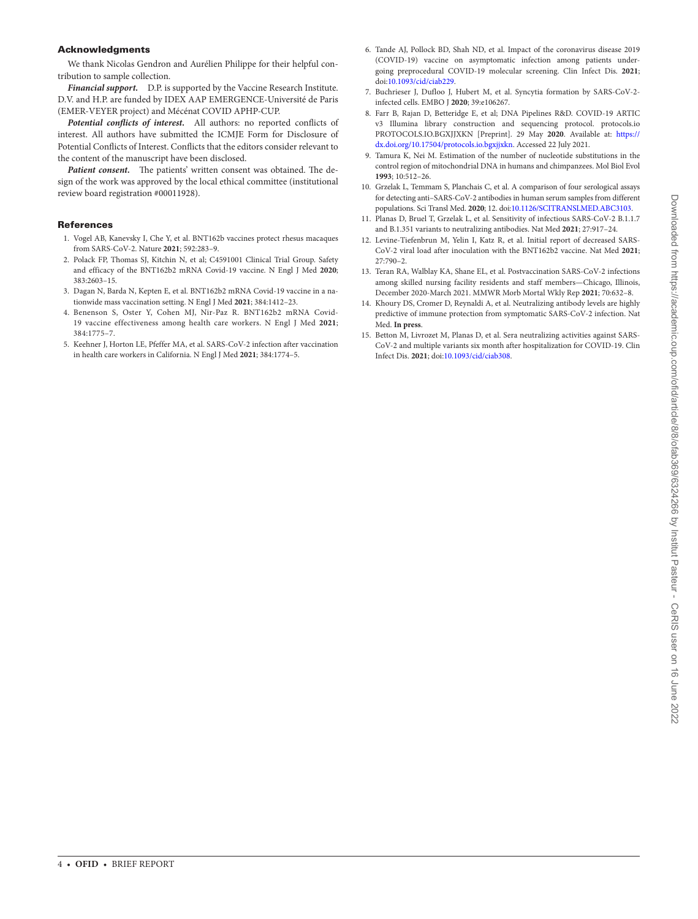## Acknowledgments

We thank Nicolas Gendron and Aurélien Philippe for their helpful contribution to sample collection.

***Financial support.*** D.P. is supported by the Vaccine Research Institute. D.V. and H.P. are funded by IDEX AAP EMERGENCE-Université de Paris (EMER-VEYER project) and Mécénat COVID APHP-CUP.

***Potential conflicts of interest.*** All authors: no reported conflicts of interest. All authors have submitted the ICMJE Form for Disclosure of Potential Conflicts of Interest. Conflicts that the editors consider relevant to the content of the manuscript have been disclosed.

***Patient consent.*** The patients' written consent was obtained. The design of the work was approved by the local ethical committee (institutional review board registration #00011928).

## References

1. Vogel AB, Kanevsky I, Che Y, et al. BNT162b vaccines protect rhesus macaques from SARS-CoV-2. Nature **2021**; 592:283–9.
2. Polack FP, Thomas SJ, Kitchin N, et al; C4591001 Clinical Trial Group. Safety and efficacy of the BNT162b2 mRNA Covid-19 vaccine. N Engl J Med **2020**; 383:2603–15.
3. Dagan N, Barda N, Kepten E, et al. BNT162b2 mRNA Covid-19 vaccine in a nationwide mass vaccination setting. N Engl J Med **2021**; 384:1412–23.
4. Benenson S, Oster Y, Cohen MJ, Nir-Paz R. BNT162b2 mRNA Covid-19 vaccine effectiveness among health care workers. N Engl J Med **2021**; 384:1775–7.
5. Keehner J, Horton LE, Pfeffer MA, et al. SARS-CoV-2 infection after vaccination in health care workers in California. N Engl J Med **2021**; 384:1774–5.
6. Tande AJ, Pollock BD, Shah ND, et al. Impact of the coronavirus disease 2019 (COVID-19) vaccine on asymptomatic infection among patients undergoing preprocedural COVID-19 molecular screening. Clin Infect Dis. **2021**; doi:10.1093/cid/ciab229.
7. Buchrieser J, Dufloo J, Hubert M, et al. Syncytia formation by SARS-CoV-2-infected cells. EMBO J **2020**; 39:e106267.
8. Farr B, Rajan D, Betteridge E, et al; DNA Pipelines R&D. COVID-19 ARTIC v3 Illumina library construction and sequencing protocol. protocols.io PROTOCOLS.IO.BGXJJXKN [Preprint]. 29 May **2020**. Available at: https://dx.doi.org/10.17504/protocols.io.bgxjjxkn. Accessed 22 July 2021.
9. Tamura K, Nei M. Estimation of the number of nucleotide substitutions in the control region of mitochondrial DNA in humans and chimpanzees. Mol Biol Evol **1993**; 10:512–26.
10. Grzelak L, Temmam S, Planchais C, et al. A comparison of four serological assays for detecting anti–SARS-CoV-2 antibodies in human serum samples from different populations. Sci Transl Med. **2020**; 12. doi:10.1126/SCITRANSLMED.ABC3103.
11. Planas D, Bruel T, Grzelak L, et al. Sensitivity of infectious SARS-CoV-2 B.1.1.7 and B.1.351 variants to neutralizing antibodies. Nat Med **2021**; 27:917–24.
12. Levine-Tiefenbrun M, Yelin I, Katz R, et al. Initial report of decreased SARS-CoV-2 viral load after inoculation with the BNT162b2 vaccine. Nat Med **2021**; 27:790–2.
13. Teran RA, Walblay KA, Shane EL, et al. Postvaccination SARS-CoV-2 infections among skilled nursing facility residents and staff members—Chicago, Illinois, December 2020-March 2021. MMWR Morb Mortal Wkly Rep **2021**; 70:632–8.
14. Khoury DS, Cromer D, Reynaldi A, et al. Neutralizing antibody levels are highly predictive of immune protection from symptomatic SARS-CoV-2 infection. Nat Med. **In press**.
15. Betton M, Livrozet M, Planas D, et al. Sera neutralizing activities against SARS-CoV-2 and multiple variants six month after hospitalization for COVID-19. Clin Infect Dis. **2021**; doi:10.1093/cid/ciab308.